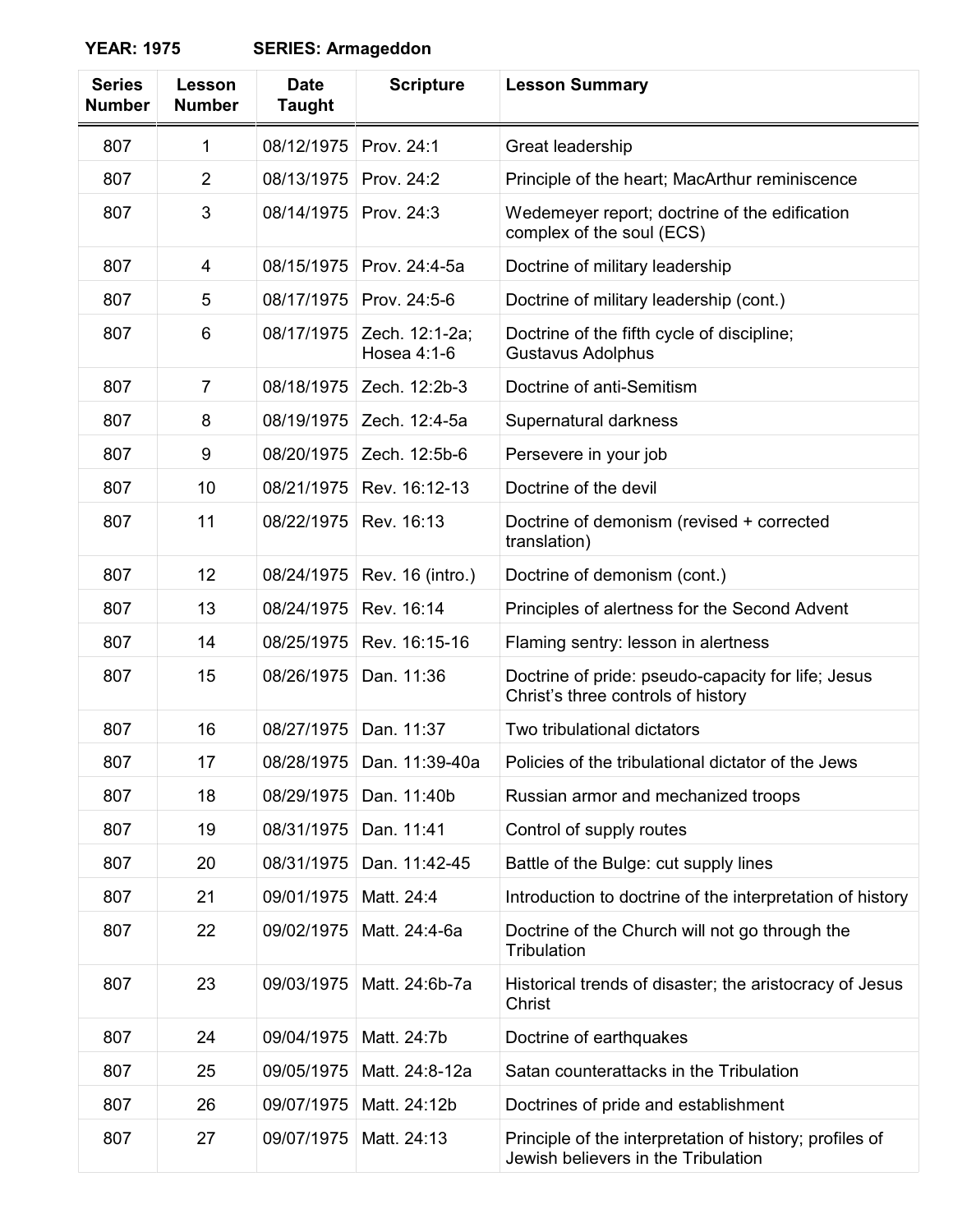**YEAR: 1975 SERIES: Armageddon**

| Series Number | Lesson Number | Date Taught | Scripture | Lesson Summary |
|---|---|---|---|---|
| 807 | 1 | 08/12/1975 | Prov. 24:1 | Great leadership |
| 807 | 2 | 08/13/1975 | Prov. 24:2 | Principle of the heart; MacArthur reminiscence |
| 807 | 3 | 08/14/1975 | Prov. 24:3 | Wedemeyer report; doctrine of the edification complex of the soul (ECS) |
| 807 | 4 | 08/15/1975 | Prov. 24:4-5a | Doctrine of military leadership |
| 807 | 5 | 08/17/1975 | Prov. 24:5-6 | Doctrine of military leadership (cont.) |
| 807 | 6 | 08/17/1975 | Zech. 12:1-2a; Hosea 4:1-6 | Doctrine of the fifth cycle of discipline; Gustavus Adolphus |
| 807 | 7 | 08/18/1975 | Zech. 12:2b-3 | Doctrine of anti-Semitism |
| 807 | 8 | 08/19/1975 | Zech. 12:4-5a | Supernatural darkness |
| 807 | 9 | 08/20/1975 | Zech. 12:5b-6 | Persevere in your job |
| 807 | 10 | 08/21/1975 | Rev. 16:12-13 | Doctrine of the devil |
| 807 | 11 | 08/22/1975 | Rev. 16:13 | Doctrine of demonism (revised + corrected translation) |
| 807 | 12 | 08/24/1975 | Rev. 16 (intro.) | Doctrine of demonism (cont.) |
| 807 | 13 | 08/24/1975 | Rev. 16:14 | Principles of alertness for the Second Advent |
| 807 | 14 | 08/25/1975 | Rev. 16:15-16 | Flaming sentry: lesson in alertness |
| 807 | 15 | 08/26/1975 | Dan. 11:36 | Doctrine of pride: pseudo-capacity for life; Jesus Christ's three controls of history |
| 807 | 16 | 08/27/1975 | Dan. 11:37 | Two tribulational dictators |
| 807 | 17 | 08/28/1975 | Dan. 11:39-40a | Policies of the tribulational dictator of the Jews |
| 807 | 18 | 08/29/1975 | Dan. 11:40b | Russian armor and mechanized troops |
| 807 | 19 | 08/31/1975 | Dan. 11:41 | Control of supply routes |
| 807 | 20 | 08/31/1975 | Dan. 11:42-45 | Battle of the Bulge: cut supply lines |
| 807 | 21 | 09/01/1975 | Matt. 24:4 | Introduction to doctrine of the interpretation of history |
| 807 | 22 | 09/02/1975 | Matt. 24:4-6a | Doctrine of the Church will not go through the Tribulation |
| 807 | 23 | 09/03/1975 | Matt. 24:6b-7a | Historical trends of disaster; the aristocracy of Jesus Christ |
| 807 | 24 | 09/04/1975 | Matt. 24:7b | Doctrine of earthquakes |
| 807 | 25 | 09/05/1975 | Matt. 24:8-12a | Satan counterattacks in the Tribulation |
| 807 | 26 | 09/07/1975 | Matt. 24:12b | Doctrines of pride and establishment |
| 807 | 27 | 09/07/1975 | Matt. 24:13 | Principle of the interpretation of history; profiles of Jewish believers in the Tribulation |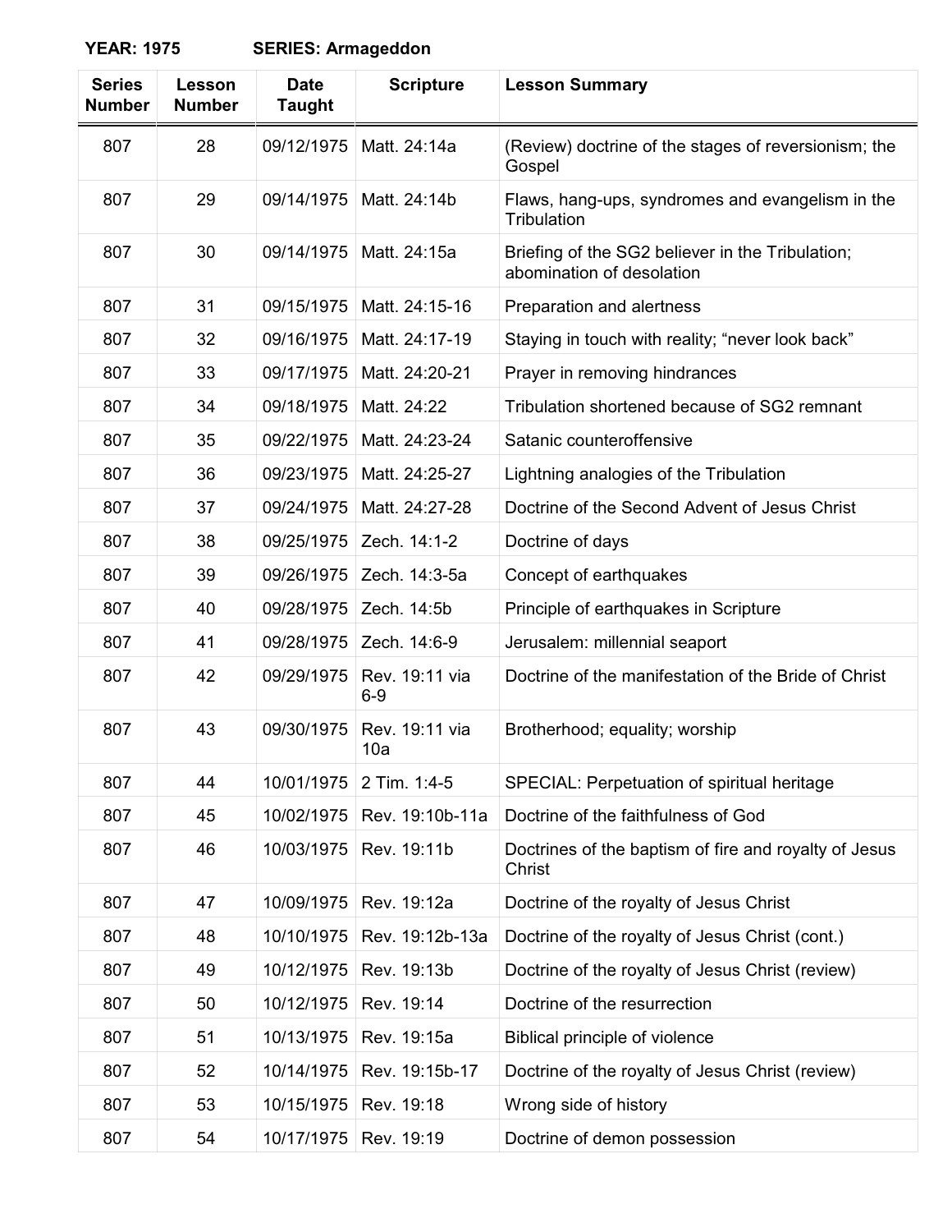**YEAR: 1975 SERIES: Armageddon**

| Series Number | Lesson Number | Date Taught | Scripture | Lesson Summary |
|---|---|---|---|---|
| 807 | 28 | 09/12/1975 | Matt. 24:14a | (Review) doctrine of the stages of reversionism; the Gospel |
| 807 | 29 | 09/14/1975 | Matt. 24:14b | Flaws, hang-ups, syndromes and evangelism in the Tribulation |
| 807 | 30 | 09/14/1975 | Matt. 24:15a | Briefing of the SG2 believer in the Tribulation; abomination of desolation |
| 807 | 31 | 09/15/1975 | Matt. 24:15-16 | Preparation and alertness |
| 807 | 32 | 09/16/1975 | Matt. 24:17-19 | Staying in touch with reality; “never look back” |
| 807 | 33 | 09/17/1975 | Matt. 24:20-21 | Prayer in removing hindrances |
| 807 | 34 | 09/18/1975 | Matt. 24:22 | Tribulation shortened because of SG2 remnant |
| 807 | 35 | 09/22/1975 | Matt. 24:23-24 | Satanic counteroffensive |
| 807 | 36 | 09/23/1975 | Matt. 24:25-27 | Lightning analogies of the Tribulation |
| 807 | 37 | 09/24/1975 | Matt. 24:27-28 | Doctrine of the Second Advent of Jesus Christ |
| 807 | 38 | 09/25/1975 | Zech. 14:1-2 | Doctrine of days |
| 807 | 39 | 09/26/1975 | Zech. 14:3-5a | Concept of earthquakes |
| 807 | 40 | 09/28/1975 | Zech. 14:5b | Principle of earthquakes in Scripture |
| 807 | 41 | 09/28/1975 | Zech. 14:6-9 | Jerusalem: millennial seaport |
| 807 | 42 | 09/29/1975 | Rev. 19:11 via 6-9 | Doctrine of the manifestation of the Bride of Christ |
| 807 | 43 | 09/30/1975 | Rev. 19:11 via 10a | Brotherhood; equality; worship |
| 807 | 44 | 10/01/1975 | 2 Tim. 1:4-5 | SPECIAL: Perpetuation of spiritual heritage |
| 807 | 45 | 10/02/1975 | Rev. 19:10b-11a | Doctrine of the faithfulness of God |
| 807 | 46 | 10/03/1975 | Rev. 19:11b | Doctrines of the baptism of fire and royalty of Jesus Christ |
| 807 | 47 | 10/09/1975 | Rev. 19:12a | Doctrine of the royalty of Jesus Christ |
| 807 | 48 | 10/10/1975 | Rev. 19:12b-13a | Doctrine of the royalty of Jesus Christ (cont.) |
| 807 | 49 | 10/12/1975 | Rev. 19:13b | Doctrine of the royalty of Jesus Christ (review) |
| 807 | 50 | 10/12/1975 | Rev. 19:14 | Doctrine of the resurrection |
| 807 | 51 | 10/13/1975 | Rev. 19:15a | Biblical principle of violence |
| 807 | 52 | 10/14/1975 | Rev. 19:15b-17 | Doctrine of the royalty of Jesus Christ (review) |
| 807 | 53 | 10/15/1975 | Rev. 19:18 | Wrong side of history |
| 807 | 54 | 10/17/1975 | Rev. 19:19 | Doctrine of demon possession |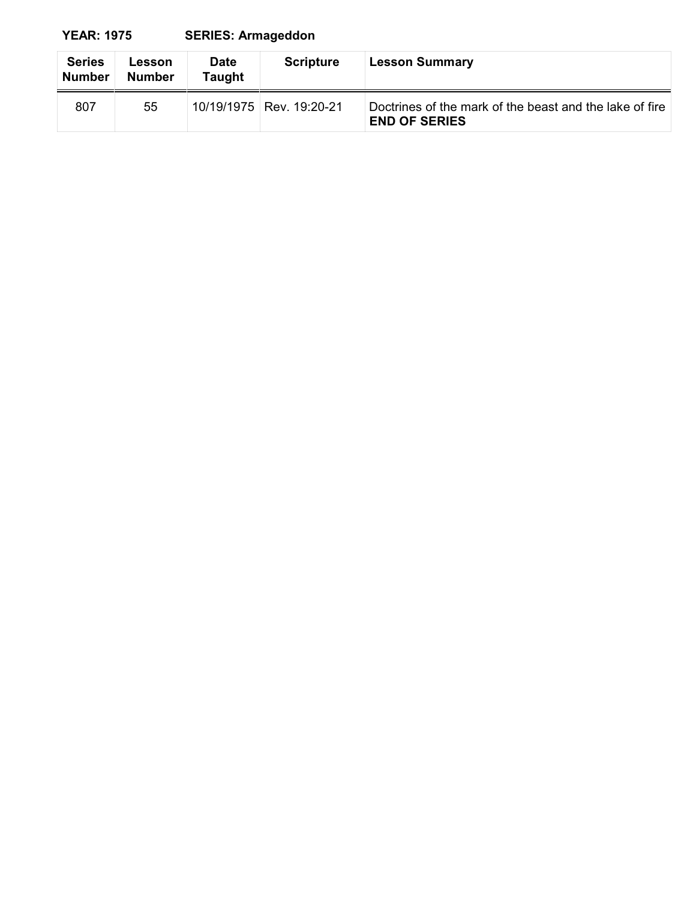**YEAR: 1975 SERIES: Armageddon**

| Series Number | Lesson Number | Date Taught | Scripture | Lesson Summary |
|---|---|---|---|---|
| 807 | 55 | 10/19/1975 | Rev. 19:20-21 | Doctrines of the mark of the beast and the lake of fire **END OF SERIES** |